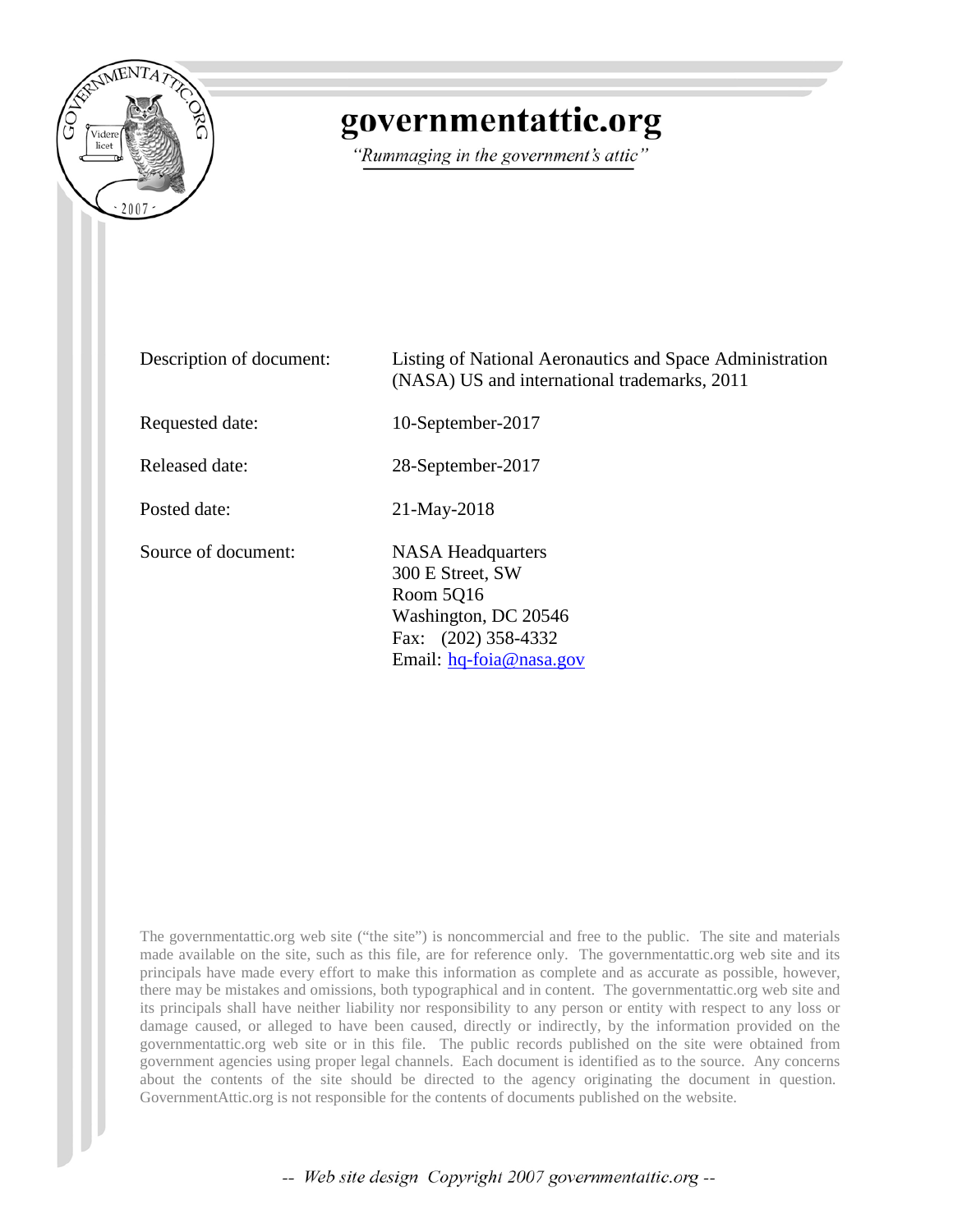# governmentattic.org

*"Rummaging in the government's attic"*

| | |
|---|---|
| Description of document: | Listing of National Aeronautics and Space Administration (NASA) US and international trademarks, 2011 |
| Requested date: | 10-September-2017 |
| Released date: | 28-September-2017 |
| Posted date: | 21-May-2018 |
| Source of document: | NASA Headquarters<br>300 E Street, SW<br>Room 5Q16<br>Washington, DC 20546<br>Fax: (202) 358-4332<br>Email: hq-foia@nasa.gov |

The governmentattic.org web site ("the site") is noncommercial and free to the public. The site and materials made available on the site, such as this file, are for reference only. The governmentattic.org web site and its principals have made every effort to make this information as complete and as accurate as possible, however, there may be mistakes and omissions, both typographical and in content. The governmentattic.org web site and its principals shall have neither liability nor responsibility to any person or entity with respect to any loss or damage caused, or alleged to have been caused, directly or indirectly, by the information provided on the governmentattic.org web site or in this file. The public records published on the site were obtained from government agencies using proper legal channels. Each document is identified as to the source. Any concerns about the contents of the site should be directed to the agency originating the document in question. GovernmentAttic.org is not responsible for the contents of documents published on the website.

*-- Web site design Copyright 2007 governmentattic.org --*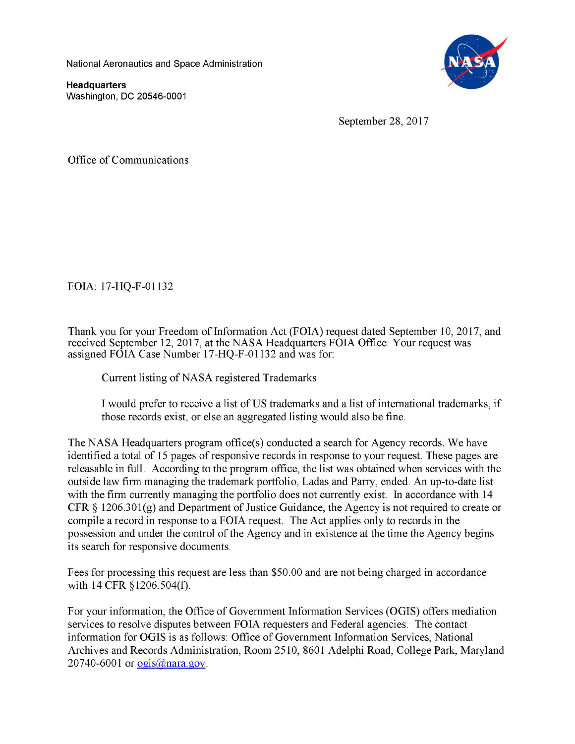National Aeronautics and Space Administration

**Headquarters**
Washington, DC 20546-0001

September 28, 2017

Office of Communications

FOIA: 17-HQ-F-01132

Thank you for your Freedom of Information Act (FOIA) request dated September 10, 2017, and received September 12, 2017, at the NASA Headquarters FOIA Office. Your request was assigned FOIA Case Number 17-HQ-F-01132 and was for:

> Current listing of NASA registered Trademarks
>
> I would prefer to receive a list of US trademarks and a list of international trademarks, if those records exist, or else an aggregated listing would also be fine.

The NASA Headquarters program office(s) conducted a search for Agency records. We have identified a total of 15 pages of responsive records in response to your request. These pages are releasable in full. According to the program office, the list was obtained when services with the outside law firm managing the trademark portfolio, Ladas and Parry, ended. An up-to-date list with the firm currently managing the portfolio does not currently exist. In accordance with 14 CFR § 1206.301(g) and Department of Justice Guidance, the Agency is not required to create or compile a record in response to a FOIA request. The Act applies only to records in the possession and under the control of the Agency and in existence at the time the Agency begins its search for responsive documents.

Fees for processing this request are less than $50.00 and are not being charged in accordance with 14 CFR §1206.504(f).

For your information, the Office of Government Information Services (OGIS) offers mediation services to resolve disputes between FOIA requesters and Federal agencies. The contact information for OGIS is as follows: Office of Government Information Services, National Archives and Records Administration, Room 2510, 8601 Adelphi Road, College Park, Maryland 20740-6001 or ogis@nara.gov.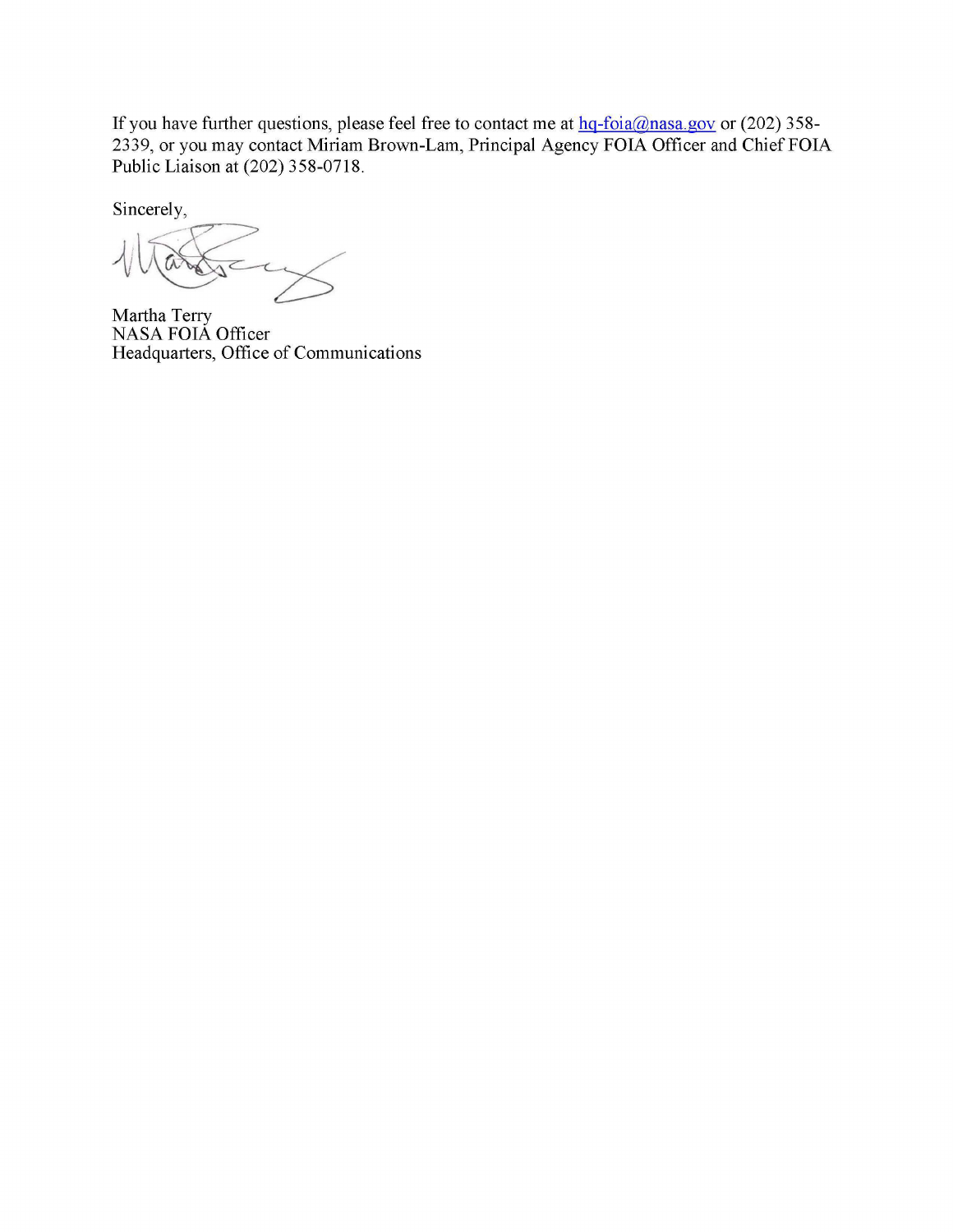If you have further questions, please feel free to contact me at hq-foia@nasa.gov or (202) 358-2339, or you may contact Miriam Brown-Lam, Principal Agency FOIA Officer and Chief FOIA Public Liaison at (202) 358-0718.

Sincerely,

Martha Terry
NASA FOIA Officer
Headquarters, Office of Communications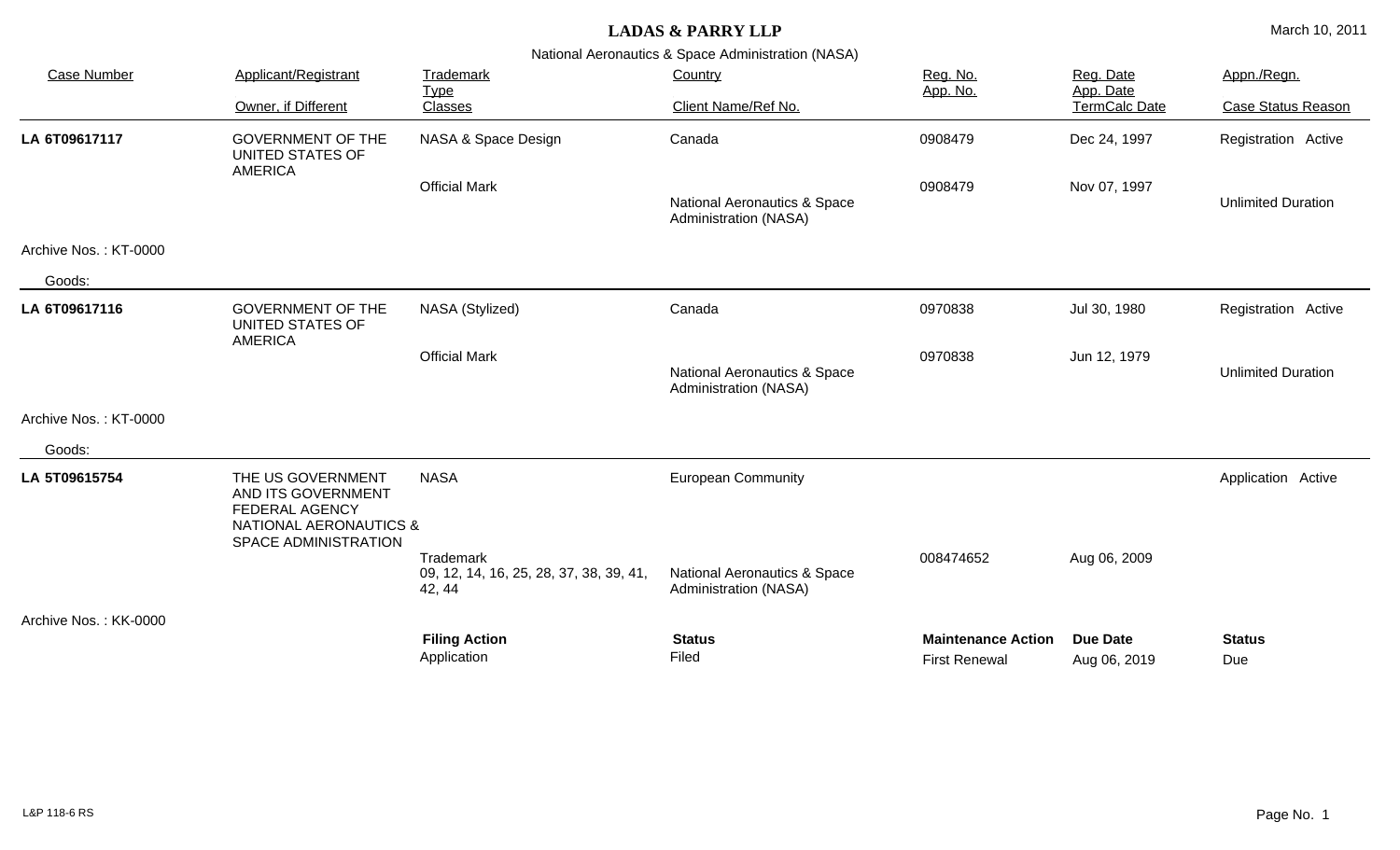# LADAS & PARRY LLP

March 10, 2011

National Aeronautics & Space Administration (NASA)

| Case Number | Applicant/Registrant<br>Owner, if Different | Trademark<br>Type<br>Classes | Country<br>Client Name/Ref No. | Reg. No.<br>App. No. | Reg. Date<br>App. Date<br>TermCalc Date | Appn./Regn.<br>Case Status Reason |
|---|---|---|---|---|---|---|
| **LA 6T09617117** | GOVERNMENT OF THE UNITED STATES OF AMERICA | NASA & Space Design | Canada | 0908479 | Dec 24, 1997 | Registration Active |
| | | Official Mark | National Aeronautics & Space Administration (NASA) | 0908479 | Nov 07, 1997 | Unlimited Duration |

Archive Nos. : KT-0000

Goods:

| Case Number | Applicant/Registrant<br>Owner, if Different | Trademark<br>Type<br>Classes | Country<br>Client Name/Ref No. | Reg. No.<br>App. No. | Reg. Date<br>App. Date<br>TermCalc Date | Appn./Regn.<br>Case Status Reason |
|---|---|---|---|---|---|---|
| **LA 6T09617116** | GOVERNMENT OF THE UNITED STATES OF AMERICA | NASA (Stylized) | Canada | 0970838 | Jul 30, 1980 | Registration Active |
| | | Official Mark | National Aeronautics & Space Administration (NASA) | 0970838 | Jun 12, 1979 | Unlimited Duration |

Archive Nos. : KT-0000

Goods:

| Case Number | Applicant/Registrant<br>Owner, if Different | Trademark<br>Type<br>Classes | Country<br>Client Name/Ref No. | Reg. No.<br>App. No. | Reg. Date<br>App. Date<br>TermCalc Date | Appn./Regn.<br>Case Status Reason |
|---|---|---|---|---|---|---|
| **LA 5T09615754** | THE US GOVERNMENT AND ITS GOVERNMENT FEDERAL AGENCY NATIONAL AERONAUTICS & SPACE ADMINISTRATION | NASA | European Community | | | Application Active |
| | | Trademark<br>09, 12, 14, 16, 25, 28, 37, 38, 39, 41, 42, 44 | National Aeronautics & Space Administration (NASA) | 008474652 | Aug 06, 2009 | |

Archive Nos. : KK-0000

| Filing Action | Status | Maintenance Action | Due Date | Status |
|---|---|---|---|---|
| Application | Filed | First Renewal | Aug 06, 2019 | Due |

L&P 118-6 RS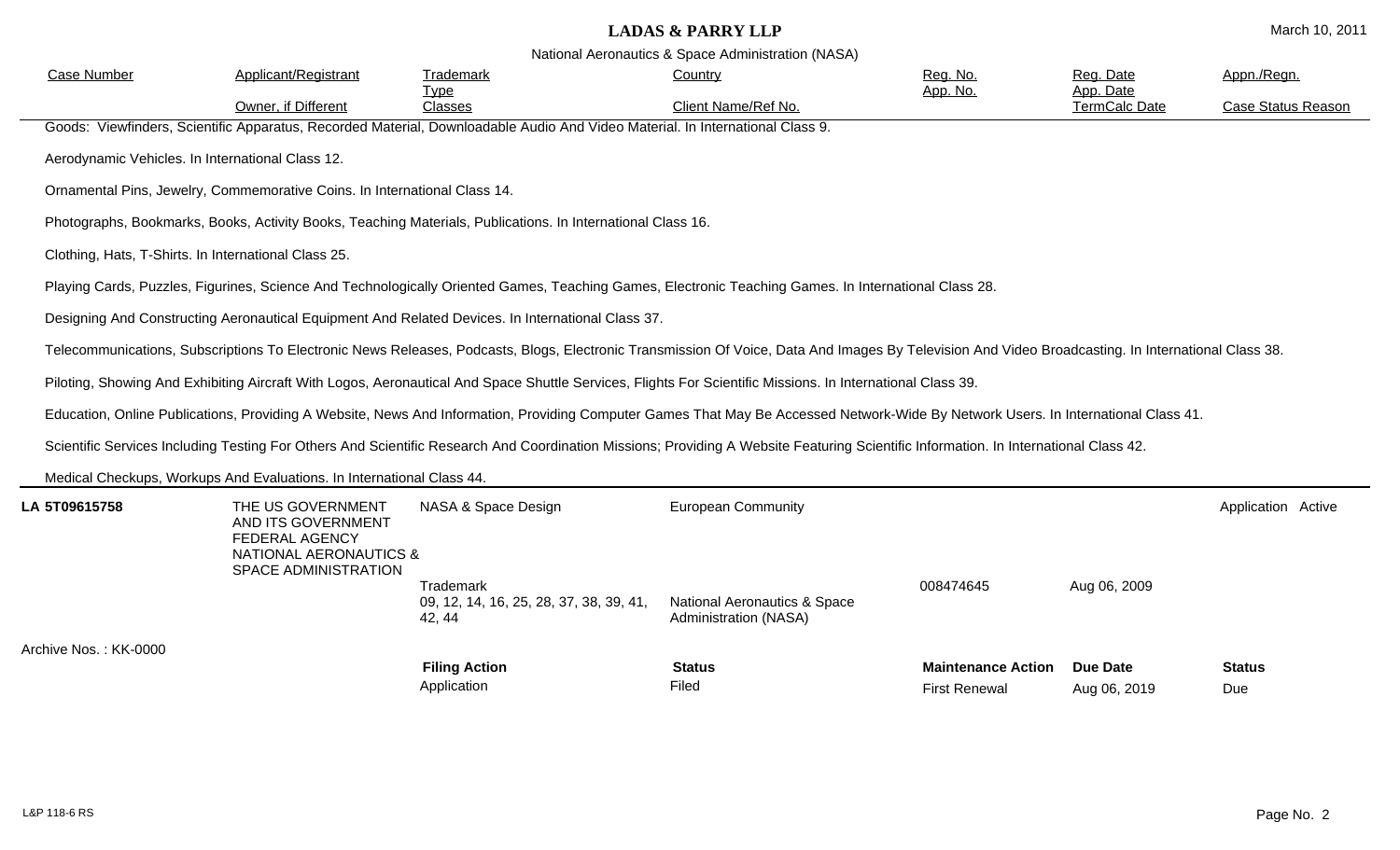| Case Number | Applicant/Registrant / Owner, if Different | Trademark Type / Classes | Country / Client Name/Ref No. | Reg. No. / App. No. | Reg. Date / App. Date / TermCalc Date | Appn./Regn. / Case Status Reason |
|---|---|---|---|---|---|---|

Goods: Viewfinders, Scientific Apparatus, Recorded Material, Downloadable Audio And Video Material. In International Class 9.

Aerodynamic Vehicles. In International Class 12.

Ornamental Pins, Jewelry, Commemorative Coins. In International Class 14.

Photographs, Bookmarks, Books, Activity Books, Teaching Materials, Publications. In International Class 16.

Clothing, Hats, T-Shirts. In International Class 25.

Playing Cards, Puzzles, Figurines, Science And Technologically Oriented Games, Teaching Games, Electronic Teaching Games. In International Class 28.

Designing And Constructing Aeronautical Equipment And Related Devices. In International Class 37.

Telecommunications, Subscriptions To Electronic News Releases, Podcasts, Blogs, Electronic Transmission Of Voice, Data And Images By Television And Video Broadcasting. In International Class 38.

Piloting, Showing And Exhibiting Aircraft With Logos, Aeronautical And Space Shuttle Services, Flights For Scientific Missions. In International Class 39.

Education, Online Publications, Providing A Website, News And Information, Providing Computer Games That May Be Accessed Network-Wide By Network Users. In International Class 41.

Scientific Services Including Testing For Others And Scientific Research And Coordination Missions; Providing A Website Featuring Scientific Information. In International Class 42.

Medical Checkups, Workups And Evaluations. In International Class 44.

| Case Number | Applicant/Registrant | Trademark | Country | Reg. No. / App. No. | Reg. Date / App. Date | Appn./Regn. |
|---|---|---|---|---|---|---|
| **LA 5T09615758** | THE US GOVERNMENT AND ITS GOVERNMENT FEDERAL AGENCY NATIONAL AERONAUTICS & SPACE ADMINISTRATION | NASA & Space Design | European Community | | | Application Active |
| | | Trademark<br>09, 12, 14, 16, 25, 28, 37, 38, 39, 41, 42, 44 | National Aeronautics & Space Administration (NASA) | 008474645 | Aug 06, 2009 | |

Archive Nos. : KK-0000

| Filing Action | Status | Maintenance Action | Due Date | Status |
|---|---|---|---|---|
| Application | Filed | First Renewal | Aug 06, 2019 | Due |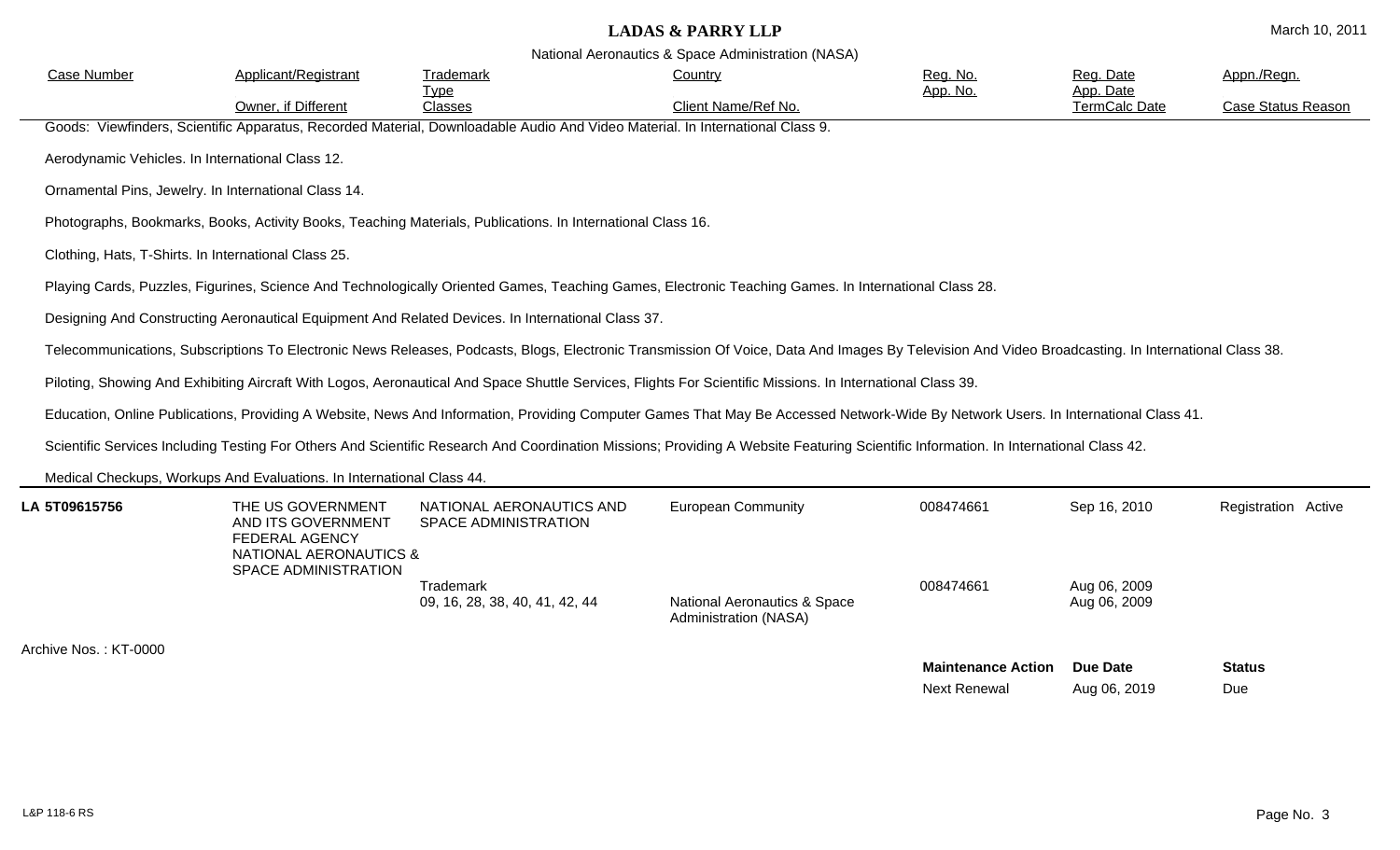| Case Number | Applicant/Registrant | Trademark Type | Country | Reg. No. | Reg. Date | Appn./Regn. |
|---|---|---|---|---|---|---|
| | Owner, if Different | Classes | Client Name/Ref No. | App. No. | App. Date TermCalc Date | Case Status Reason |

Goods: Viewfinders, Scientific Apparatus, Recorded Material, Downloadable Audio And Video Material. In International Class 9.

Aerodynamic Vehicles. In International Class 12.

Ornamental Pins, Jewelry. In International Class 14.

Photographs, Bookmarks, Books, Activity Books, Teaching Materials, Publications. In International Class 16.

Clothing, Hats, T-Shirts. In International Class 25.

Playing Cards, Puzzles, Figurines, Science And Technologically Oriented Games, Teaching Games, Electronic Teaching Games. In International Class 28.

Designing And Constructing Aeronautical Equipment And Related Devices. In International Class 37.

Telecommunications, Subscriptions To Electronic News Releases, Podcasts, Blogs, Electronic Transmission Of Voice, Data And Images By Television And Video Broadcasting. In International Class 38.

Piloting, Showing And Exhibiting Aircraft With Logos, Aeronautical And Space Shuttle Services, Flights For Scientific Missions. In International Class 39.

Education, Online Publications, Providing A Website, News And Information, Providing Computer Games That May Be Accessed Network-Wide By Network Users. In International Class 41.

Scientific Services Including Testing For Others And Scientific Research And Coordination Missions; Providing A Website Featuring Scientific Information. In International Class 42.

Medical Checkups, Workups And Evaluations. In International Class 44.

| Case Number | Applicant/Registrant | Trademark Type | Country | Reg. No. | Reg. Date | Appn./Regn. |
|---|---|---|---|---|---|---|
| **LA 5T09615756** | THE US GOVERNMENT AND ITS GOVERNMENT FEDERAL AGENCY NATIONAL AERONAUTICS & SPACE ADMINISTRATION | NATIONAL AERONAUTICS AND SPACE ADMINISTRATION | European Community | 008474661 | Sep 16, 2010 | Registration Active |
| | | Trademark<br>09, 16, 28, 38, 40, 41, 42, 44 | National Aeronautics & Space Administration (NASA) | 008474661 | Aug 06, 2009<br>Aug 06, 2009 | |

Archive Nos. : KT-0000

| Maintenance Action | Due Date | Status |
|---|---|---|
| Next Renewal | Aug 06, 2019 | Due |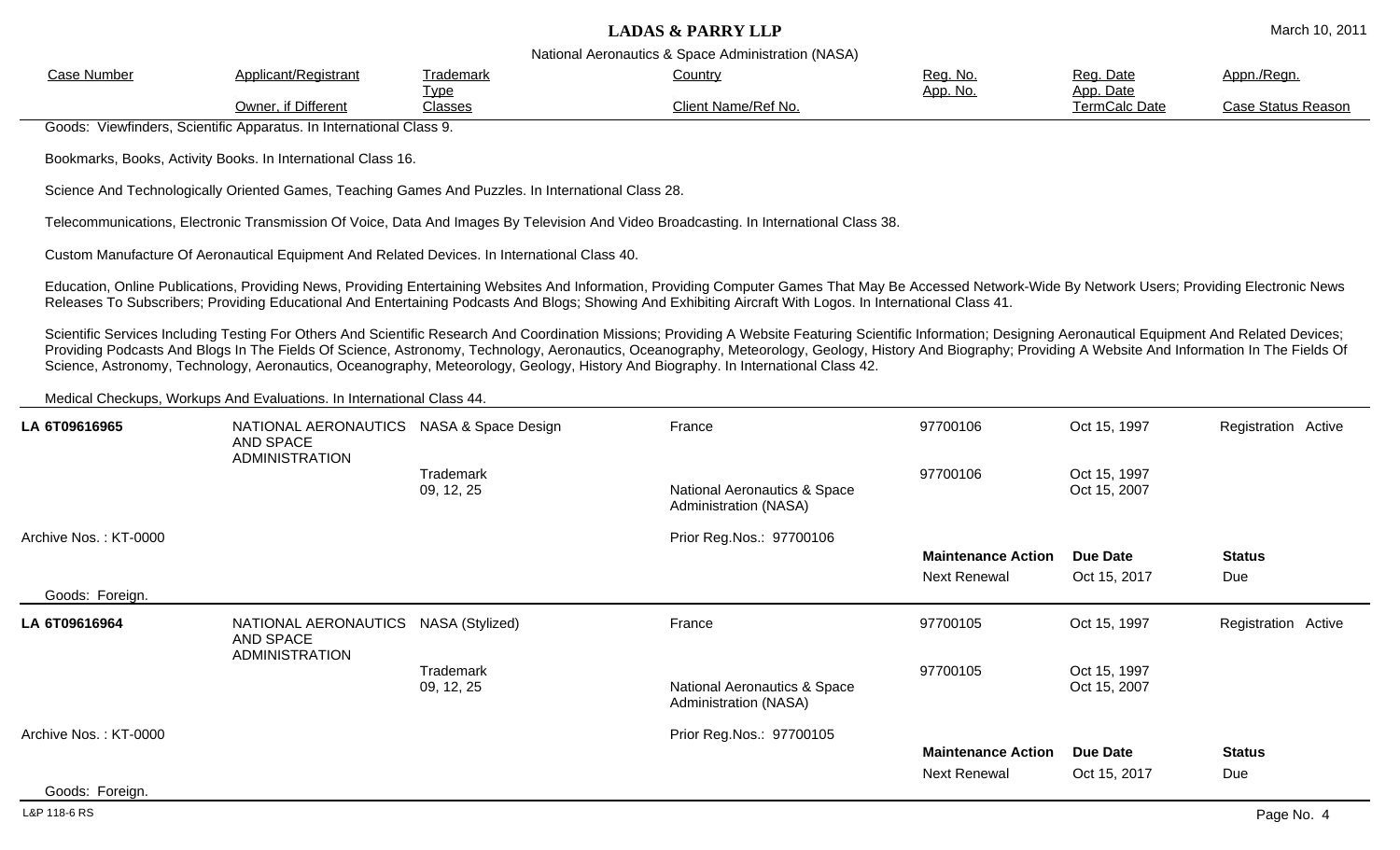National Aeronautics & Space Administration (NASA)

| Case Number | Applicant/Registrant | Trademark Type | Country | Reg. No. App. No. | Reg. Date App. Date | Appn./Regn. |
|---|---|---|---|---|---|---|
| | Owner, if Different | Classes | Client Name/Ref No. | | TermCalc Date | Case Status Reason |

Goods: Viewfinders, Scientific Apparatus. In International Class 9.

Bookmarks, Books, Activity Books. In International Class 16.

Science And Technologically Oriented Games, Teaching Games And Puzzles. In International Class 28.

Telecommunications, Electronic Transmission Of Voice, Data And Images By Television And Video Broadcasting. In International Class 38.

Custom Manufacture Of Aeronautical Equipment And Related Devices. In International Class 40.

Education, Online Publications, Providing News, Providing Entertaining Websites And Information, Providing Computer Games That May Be Accessed Network-Wide By Network Users; Providing Electronic News Releases To Subscribers; Providing Educational And Entertaining Podcasts And Blogs; Showing And Exhibiting Aircraft With Logos. In International Class 41.

Scientific Services Including Testing For Others And Scientific Research And Coordination Missions; Providing A Website Featuring Scientific Information; Designing Aeronautical Equipment And Related Devices; Providing Podcasts And Blogs In The Fields Of Science, Astronomy, Technology, Aeronautics, Oceanography, Meteorology, Geology, History And Biography; Providing A Website And Information In The Fields Of Science, Astronomy, Technology, Aeronautics, Oceanography, Meteorology, Geology, History And Biography. In International Class 42.

Medical Checkups, Workups And Evaluations. In International Class 44.

| Case Number | Applicant/Registrant | Trademark | Country | Reg. No. | Reg. Date | Appn./Regn. |
|---|---|---|---|---|---|---|
| **LA 6T09616965** | NATIONAL AERONAUTICS AND SPACE ADMINISTRATION | NASA & Space Design | France | 97700106 | Oct 15, 1997 | Registration Active |
| | | Trademark 09, 12, 25 | National Aeronautics & Space Administration (NASA) | 97700106 | Oct 15, 1997 Oct 15, 2007 | |

Archive Nos. : KT-0000

Prior Reg.Nos.: 97700106

| Maintenance Action | Due Date | Status |
|---|---|---|
| Next Renewal | Oct 15, 2017 | Due |

Goods: Foreign.

| Case Number | Applicant/Registrant | Trademark | Country | Reg. No. | Reg. Date | Appn./Regn. |
|---|---|---|---|---|---|---|
| **LA 6T09616964** | NATIONAL AERONAUTICS AND SPACE ADMINISTRATION | NASA (Stylized) | France | 97700105 | Oct 15, 1997 | Registration Active |
| | | Trademark 09, 12, 25 | National Aeronautics & Space Administration (NASA) | 97700105 | Oct 15, 1997 Oct 15, 2007 | |

Archive Nos. : KT-0000

Prior Reg.Nos.: 97700105

| Maintenance Action | Due Date | Status |
|---|---|---|
| Next Renewal | Oct 15, 2017 | Due |

Goods: Foreign.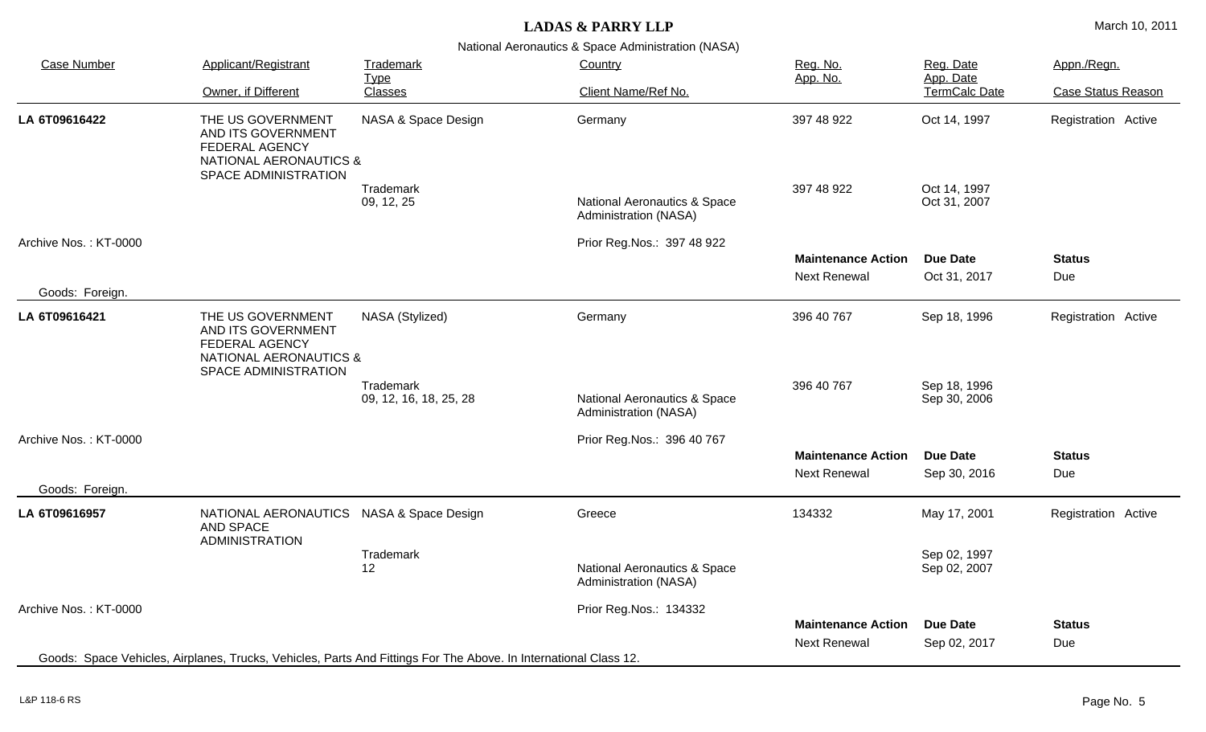# LADAS & PARRY LLP

National Aeronautics & Space Administration (NASA)

March 10, 2011

| Case Number | Applicant/Registrant<br>Owner, if Different | Trademark<br>Type<br>Classes | Country<br>Client Name/Ref No. | Reg. No.<br>App. No. | Reg. Date<br>App. Date<br>TermCalc Date | Appn./Regn.<br>Case Status Reason |
|---|---|---|---|---|---|---|
| **LA 6T09616422** | THE US GOVERNMENT AND ITS GOVERNMENT FEDERAL AGENCY NATIONAL AERONAUTICS & SPACE ADMINISTRATION | NASA & Space Design | Germany | 397 48 922 | Oct 14, 1997 | Registration Active |
| | | Trademark<br>09, 12, 25 | National Aeronautics & Space Administration (NASA) | 397 48 922 | Oct 14, 1997<br>Oct 31, 2007 | |
| Archive Nos. : KT-0000 | | | Prior Reg.Nos.: 397 48 922 | **Maintenance Action** | **Due Date** | **Status** |
| | | | | Next Renewal | Oct 31, 2017 | Due |
| Goods: Foreign. | | | | | | |
| **LA 6T09616421** | THE US GOVERNMENT AND ITS GOVERNMENT FEDERAL AGENCY NATIONAL AERONAUTICS & SPACE ADMINISTRATION | NASA (Stylized) | Germany | 396 40 767 | Sep 18, 1996 | Registration Active |
| | | Trademark<br>09, 12, 16, 18, 25, 28 | National Aeronautics & Space Administration (NASA) | 396 40 767 | Sep 18, 1996<br>Sep 30, 2006 | |
| Archive Nos. : KT-0000 | | | Prior Reg.Nos.: 396 40 767 | **Maintenance Action** | **Due Date** | **Status** |
| | | | | Next Renewal | Sep 30, 2016 | Due |
| Goods: Foreign. | | | | | | |
| **LA 6T09616957** | NATIONAL AERONAUTICS AND SPACE ADMINISTRATION | NASA & Space Design | Greece | 134332 | May 17, 2001 | Registration Active |
| | | Trademark<br>12 | National Aeronautics & Space Administration (NASA) | | Sep 02, 1997<br>Sep 02, 2007 | |
| Archive Nos. : KT-0000 | | | Prior Reg.Nos.: 134332 | **Maintenance Action** | **Due Date** | **Status** |
| | | | | Next Renewal | Sep 02, 2017 | Due |
| Goods: Space Vehicles, Airplanes, Trucks, Vehicles, Parts And Fittings For The Above. In International Class 12. | | | | | | |

L&P 118-6 RS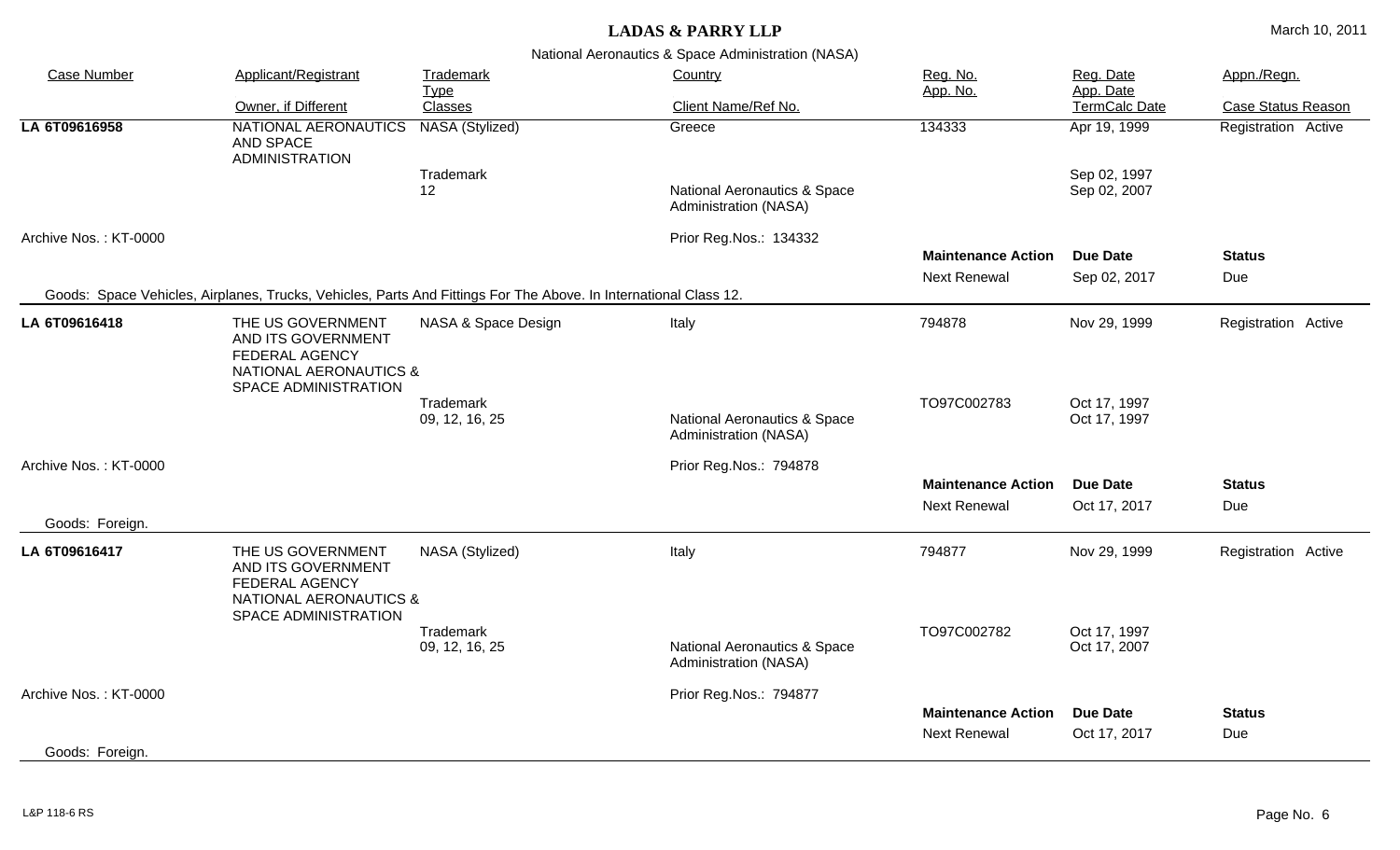# LADAS & PARRY LLP

March 10, 2011

National Aeronautics & Space Administration (NASA)

| Case Number | Applicant/Registrant / Owner, if Different | Trademark / Type / Classes | Country / Client Name/Ref No. | Reg. No. / App. No. | Reg. Date / App. Date / TermCalc Date | Appn./Regn. / Case Status Reason |
|---|---|---|---|---|---|---|
| LA 6T09616958 | NATIONAL AERONAUTICS AND SPACE ADMINISTRATION | NASA (Stylized) / Trademark / 12 | Greece / National Aeronautics & Space Administration (NASA) | 134333 | Apr 19, 1999 / Sep 02, 1997 / Sep 02, 2007 | Registration Active |

Archive Nos. : KT-0000

Prior Reg.Nos.: 134332

| Maintenance Action | Due Date | Status |
|---|---|---|
| Next Renewal | Sep 02, 2017 | Due |

Goods: Space Vehicles, Airplanes, Trucks, Vehicles, Parts And Fittings For The Above. In International Class 12.

| Case Number | Applicant/Registrant / Owner, if Different | Trademark / Type / Classes | Country / Client Name/Ref No. | Reg. No. / App. No. | Reg. Date / App. Date / TermCalc Date | Appn./Regn. / Case Status Reason |
|---|---|---|---|---|---|---|
| LA 6T09616418 | THE US GOVERNMENT AND ITS GOVERNMENT FEDERAL AGENCY NATIONAL AERONAUTICS & SPACE ADMINISTRATION | NASA & Space Design / Trademark / 09, 12, 16, 25 | Italy / National Aeronautics & Space Administration (NASA) | 794878 / TO97C002783 | Nov 29, 1999 / Oct 17, 1997 / Oct 17, 1997 | Registration Active |

Archive Nos. : KT-0000

Prior Reg.Nos.: 794878

| Maintenance Action | Due Date | Status |
|---|---|---|
| Next Renewal | Oct 17, 2017 | Due |

Goods: Foreign.

| Case Number | Applicant/Registrant / Owner, if Different | Trademark / Type / Classes | Country / Client Name/Ref No. | Reg. No. / App. No. | Reg. Date / App. Date / TermCalc Date | Appn./Regn. / Case Status Reason |
|---|---|---|---|---|---|---|
| LA 6T09616417 | THE US GOVERNMENT AND ITS GOVERNMENT FEDERAL AGENCY NATIONAL AERONAUTICS & SPACE ADMINISTRATION | NASA (Stylized) / Trademark / 09, 12, 16, 25 | Italy / National Aeronautics & Space Administration (NASA) | 794877 / TO97C002782 | Nov 29, 1999 / Oct 17, 1997 / Oct 17, 2007 | Registration Active |

Archive Nos. : KT-0000

Prior Reg.Nos.: 794877

| Maintenance Action | Due Date | Status |
|---|---|---|
| Next Renewal | Oct 17, 2017 | Due |

Goods: Foreign.

L&P 118-6 RS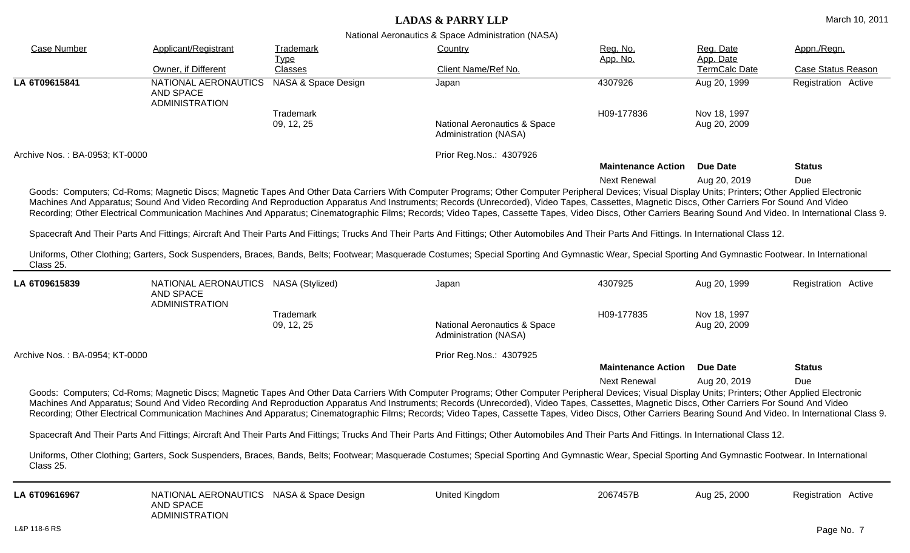National Aeronautics & Space Administration (NASA)

| Case Number | Applicant/Registrant | Trademark Type | Country | Reg. No. App. No. | Reg. Date App. Date | Appn./Regn. |
|---|---|---|---|---|---|---|
| | Owner, if Different | Classes | Client Name/Ref No. | | TermCalc Date | Case Status Reason |

**LA 6T09615841** — NATIONAL AERONAUTICS AND SPACE ADMINISTRATION

| Field | Value |
|---|---|
| Trademark | NASA & Space Design |
| Country | Japan |
| Reg. No. | 4307926 |
| Reg. Date | Aug 20, 1999 |
| Appn./Regn. | Registration Active |
| Type | Trademark |
| Classes | 09, 12, 25 |
| Client Name/Ref No. | National Aeronautics & Space Administration (NASA) |
| App. No. | H09-177836 |
| App. Date | Nov 18, 1997 |
| TermCalc Date | Aug 20, 2009 |

Archive Nos. : BA-0953; KT-0000

Prior Reg.Nos.: 4307926

| Maintenance Action | Due Date | Status |
|---|---|---|
| Next Renewal | Aug 20, 2019 | Due |

Goods: Computers; Cd-Roms; Magnetic Discs; Magnetic Tapes And Other Data Carriers With Computer Programs; Other Computer Peripheral Devices; Visual Display Units; Printers; Other Applied Electronic Machines And Apparatus; Sound And Video Recording And Reproduction Apparatus And Instruments; Records (Unrecorded), Video Tapes, Cassettes, Magnetic Discs, Other Carriers For Sound And Video Recording; Other Electrical Communication Machines And Apparatus; Cinematographic Films; Records; Video Tapes, Cassette Tapes, Video Discs, Other Carriers Bearing Sound And Video. In International Class 9.

Spacecraft And Their Parts And Fittings; Aircraft And Their Parts And Fittings; Trucks And Their Parts And Fittings; Other Automobiles And Their Parts And Fittings. In International Class 12.

Uniforms, Other Clothing; Garters, Sock Suspenders, Braces, Bands, Belts; Footwear; Masquerade Costumes; Special Sporting And Gymnastic Wear, Special Sporting And Gymnastic Footwear. In International Class 25.

---

**LA 6T09615839** — NATIONAL AERONAUTICS AND SPACE ADMINISTRATION

| Field | Value |
|---|---|
| Trademark | NASA (Stylized) |
| Country | Japan |
| Reg. No. | 4307925 |
| Reg. Date | Aug 20, 1999 |
| Appn./Regn. | Registration Active |
| Type | Trademark |
| Classes | 09, 12, 25 |
| Client Name/Ref No. | National Aeronautics & Space Administration (NASA) |
| App. No. | H09-177835 |
| App. Date | Nov 18, 1997 |
| TermCalc Date | Aug 20, 2009 |

Archive Nos. : BA-0954; KT-0000

Prior Reg.Nos.: 4307925

| Maintenance Action | Due Date | Status |
|---|---|---|
| Next Renewal | Aug 20, 2019 | Due |

Goods: Computers; Cd-Roms; Magnetic Discs; Magnetic Tapes And Other Data Carriers With Computer Programs; Other Computer Peripheral Devices; Visual Display Units; Printers; Other Applied Electronic Machines And Apparatus; Sound And Video Recording And Reproduction Apparatus And Instruments; Records (Unrecorded), Video Tapes, Cassettes, Magnetic Discs, Other Carriers For Sound And Video Recording; Other Electrical Communication Machines And Apparatus; Cinematographic Films; Records; Video Tapes, Cassette Tapes, Video Discs, Other Carriers Bearing Sound And Video. In International Class 9.

Spacecraft And Their Parts And Fittings; Aircraft And Their Parts And Fittings; Trucks And Their Parts And Fittings; Other Automobiles And Their Parts And Fittings. In International Class 12.

Uniforms, Other Clothing; Garters, Sock Suspenders, Braces, Bands, Belts; Footwear; Masquerade Costumes; Special Sporting And Gymnastic Wear, Special Sporting And Gymnastic Footwear. In International Class 25.

---

**LA 6T09616967** — NATIONAL AERONAUTICS AND SPACE ADMINISTRATION

| Field | Value |
|---|---|
| Trademark | NASA & Space Design |
| Country | United Kingdom |
| Reg. No. | 2067457B |
| Reg. Date | Aug 25, 2000 |
| Appn./Regn. | Registration Active |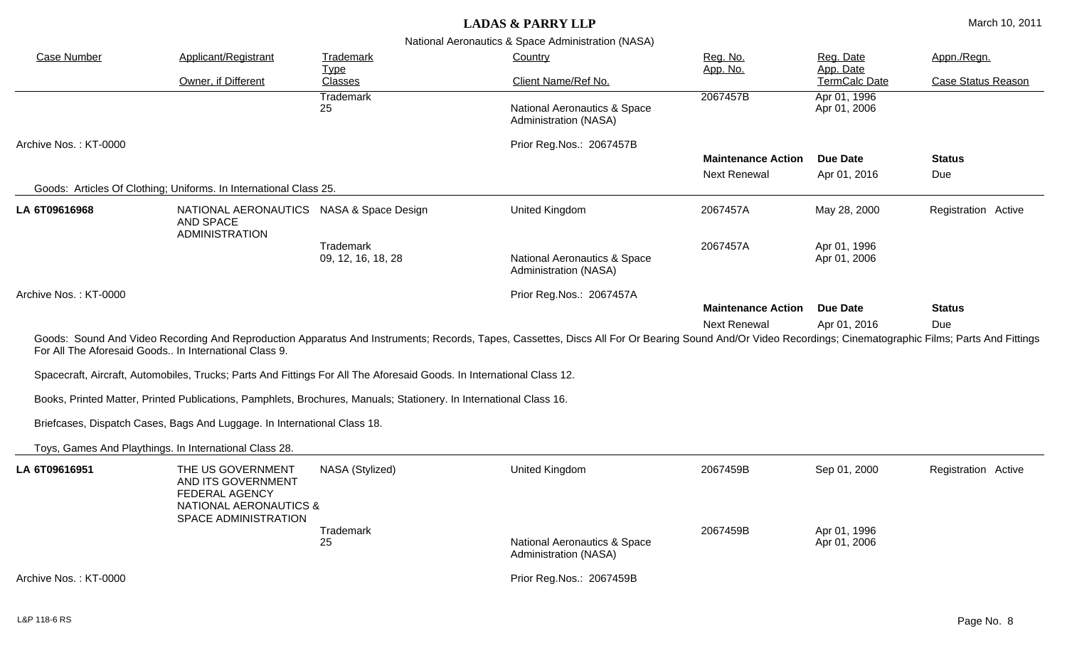**LADAS & PARRY LLP**

National Aeronautics & Space Administration (NASA)

| Case Number | Applicant/Registrant<br>Owner, if Different | Trademark<br>Type<br>Classes | Country<br>Client Name/Ref No. | Reg. No.<br>App. No. | Reg. Date<br>App. Date<br>TermCalc Date | Appn./Regn.<br>Case Status Reason |
|---|---|---|---|---|---|---|
| | | Trademark<br>25 | National Aeronautics & Space Administration (NASA) | 2067457B | Apr 01, 1996<br>Apr 01, 2006 | |

Archive Nos. : KT-0000 — Prior Reg.Nos.: 2067457B

| Maintenance Action | Due Date | Status |
|---|---|---|
| Next Renewal | Apr 01, 2016 | Due |

Goods: Articles Of Clothing; Uniforms. In International Class 25.

---

| Case Number | Applicant/Registrant | Trademark | Country | Reg. No. | Reg. Date | Appn./Regn. |
|---|---|---|---|---|---|---|
| **LA 6T09616968** | NATIONAL AERONAUTICS AND SPACE ADMINISTRATION | NASA & Space Design | United Kingdom | 2067457A | May 28, 2000 | Registration Active |
| | | Trademark<br>09, 12, 16, 18, 28 | National Aeronautics & Space Administration (NASA) | 2067457A | Apr 01, 1996<br>Apr 01, 2006 | |

Archive Nos. : KT-0000 — Prior Reg.Nos.: 2067457A

| Maintenance Action | Due Date | Status |
|---|---|---|
| Next Renewal | Apr 01, 2016 | Due |

Goods: Sound And Video Recording And Reproduction Apparatus And Instruments; Records, Tapes, Cassettes, Discs All For Or Bearing Sound And/Or Video Recordings; Cinematographic Films; Parts And Fittings For All The Aforesaid Goods.. In International Class 9.

Spacecraft, Aircraft, Automobiles, Trucks; Parts And Fittings For All The Aforesaid Goods. In International Class 12.

Books, Printed Matter, Printed Publications, Pamphlets, Brochures, Manuals; Stationery. In International Class 16.

Briefcases, Dispatch Cases, Bags And Luggage. In International Class 18.

Toys, Games And Playthings. In International Class 28.

---

| Case Number | Applicant/Registrant | Trademark | Country | Reg. No. | Reg. Date | Appn./Regn. |
|---|---|---|---|---|---|---|
| **LA 6T09616951** | THE US GOVERNMENT AND ITS GOVERNMENT FEDERAL AGENCY NATIONAL AERONAUTICS & SPACE ADMINISTRATION | NASA (Stylized) | United Kingdom | 2067459B | Sep 01, 2000 | Registration Active |
| | | Trademark<br>25 | National Aeronautics & Space Administration (NASA) | 2067459B | Apr 01, 1996<br>Apr 01, 2006 | |

Archive Nos. : KT-0000 — Prior Reg.Nos.: 2067459B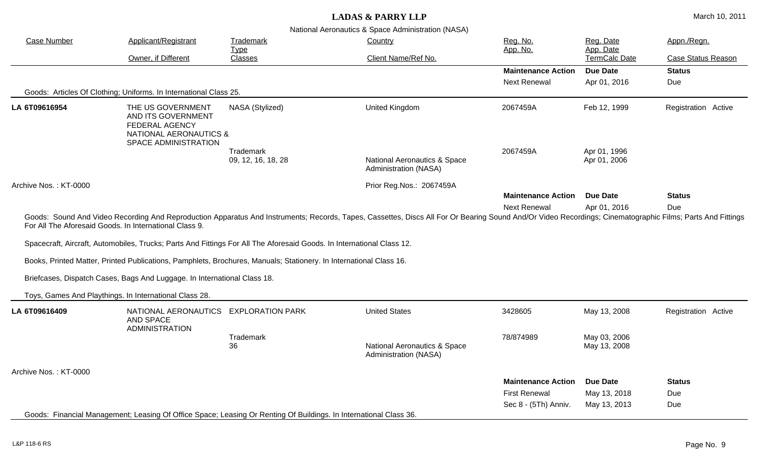# LADAS & PARRY LLP

March 10, 2011

National Aeronautics & Space Administration (NASA)

| Case Number | Applicant/Registrant | Trademark | Country | Reg. No. | Reg. Date | Appn./Regn. |
|---|---|---|---|---|---|---|
| | Owner, if Different | Type<br>Classes | Client Name/Ref No. | App. No. | App. Date<br>TermCalc Date | Case Status Reason |

| Maintenance Action | Due Date | Status |
|---|---|---|
| Next Renewal | Apr 01, 2016 | Due |

Goods: Articles Of Clothing; Uniforms. In International Class 25.

---

| Case Number | Applicant/Registrant | Trademark | Country | Reg. No. | Reg. Date | Appn./Regn. |
|---|---|---|---|---|---|---|
| **LA 6T09616954** | THE US GOVERNMENT AND ITS GOVERNMENT FEDERAL AGENCY NATIONAL AERONAUTICS & SPACE ADMINISTRATION | NASA (Stylized) | United Kingdom | 2067459A | Feb 12, 1999 | Registration Active |
| | | Trademark<br>09, 12, 16, 18, 28 | National Aeronautics & Space Administration (NASA) | 2067459A | Apr 01, 1996<br>Apr 01, 2006 | |

Archive Nos. : KT-0000

Prior Reg.Nos.: 2067459A

| Maintenance Action | Due Date | Status |
|---|---|---|
| Next Renewal | Apr 01, 2016 | Due |

Goods: Sound And Video Recording And Reproduction Apparatus And Instruments; Records, Tapes, Cassettes, Discs All For Or Bearing Sound And/Or Video Recordings; Cinematographic Films; Parts And Fittings For All The Aforesaid Goods. In International Class 9.

Spacecraft, Aircraft, Automobiles, Trucks; Parts And Fittings For All The Aforesaid Goods. In International Class 12.

Books, Printed Matter, Printed Publications, Pamphlets, Brochures, Manuals; Stationery. In International Class 16.

Briefcases, Dispatch Cases, Bags And Luggage. In International Class 18.

Toys, Games And Playthings. In International Class 28.

---

| Case Number | Applicant/Registrant | Trademark | Country | Reg. No. | Reg. Date | Appn./Regn. |
|---|---|---|---|---|---|---|
| **LA 6T09616409** | NATIONAL AERONAUTICS AND SPACE ADMINISTRATION | EXPLORATION PARK | United States | 3428605 | May 13, 2008 | Registration Active |
| | | Trademark<br>36 | National Aeronautics & Space Administration (NASA) | 78/874989 | May 03, 2006<br>May 13, 2008 | |

Archive Nos. : KT-0000

| Maintenance Action | Due Date | Status |
|---|---|---|
| First Renewal | May 13, 2018 | Due |
| Sec 8 - (5Th) Anniv. | May 13, 2013 | Due |

Goods: Financial Management; Leasing Of Office Space; Leasing Or Renting Of Buildings. In International Class 36.

L&P 118-6 RS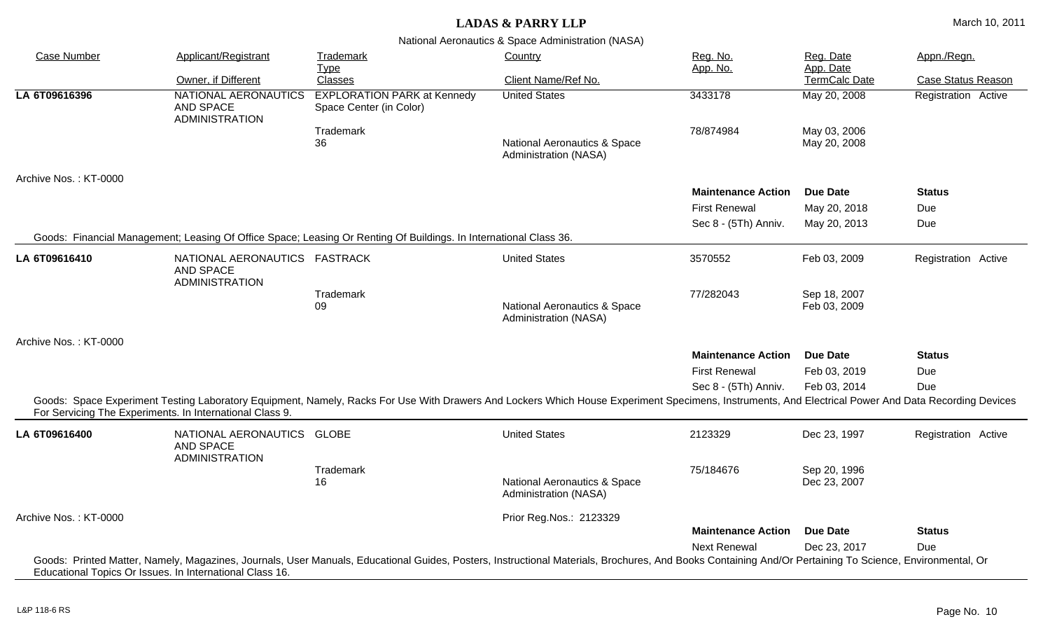# LADAS & PARRY LLP

National Aeronautics & Space Administration (NASA)

| Case Number | Applicant/Registrant | Trademark Type | Country | Reg. No. / App. No. | Reg. Date / App. Date / TermCalc Date | Appn./Regn. / Case Status Reason |
|---|---|---|---|---|---|---|
| | Owner, if Different | Classes | Client Name/Ref No. | | | |
| **LA 6T09616396** | NATIONAL AERONAUTICS AND SPACE ADMINISTRATION | EXPLORATION PARK at Kennedy Space Center (in Color) | United States | 3433178 | May 20, 2008 | Registration Active |
| | | Trademark 36 | National Aeronautics & Space Administration (NASA) | 78/874984 | May 03, 2006 / May 20, 2008 | |

Archive Nos. : KT-0000

| Maintenance Action | Due Date | Status |
|---|---|---|
| First Renewal | May 20, 2018 | Due |
| Sec 8 - (5Th) Anniv. | May 20, 2013 | Due |

Goods: Financial Management; Leasing Of Office Space; Leasing Or Renting Of Buildings. In International Class 36.

| Case Number | Applicant/Registrant | Trademark Type | Country | Reg. No. / App. No. | Reg. Date / App. Date / TermCalc Date | Appn./Regn. / Case Status Reason |
|---|---|---|---|---|---|---|
| **LA 6T09616410** | NATIONAL AERONAUTICS AND SPACE ADMINISTRATION | FASTRACK | United States | 3570552 | Feb 03, 2009 | Registration Active |
| | | Trademark 09 | National Aeronautics & Space Administration (NASA) | 77/282043 | Sep 18, 2007 / Feb 03, 2009 | |

Archive Nos. : KT-0000

| Maintenance Action | Due Date | Status |
|---|---|---|
| First Renewal | Feb 03, 2019 | Due |
| Sec 8 - (5Th) Anniv. | Feb 03, 2014 | Due |

Goods: Space Experiment Testing Laboratory Equipment, Namely, Racks For Use With Drawers And Lockers Which House Experiment Specimens, Instruments, And Electrical Power And Data Recording Devices For Servicing The Experiments. In International Class 9.

| Case Number | Applicant/Registrant | Trademark Type | Country | Reg. No. / App. No. | Reg. Date / App. Date / TermCalc Date | Appn./Regn. / Case Status Reason |
|---|---|---|---|---|---|---|
| **LA 6T09616400** | NATIONAL AERONAUTICS AND SPACE ADMINISTRATION | GLOBE | United States | 2123329 | Dec 23, 1997 | Registration Active |
| | | Trademark 16 | National Aeronautics & Space Administration (NASA) | 75/184676 | Sep 20, 1996 / Dec 23, 2007 | |

Archive Nos. : KT-0000

Prior Reg.Nos.: 2123329

| Maintenance Action | Due Date | Status |
|---|---|---|
| Next Renewal | Dec 23, 2017 | Due |

Goods: Printed Matter, Namely, Magazines, Journals, User Manuals, Educational Guides, Posters, Instructional Materials, Brochures, And Books Containing And/Or Pertaining To Science, Environmental, Or Educational Topics Or Issues. In International Class 16.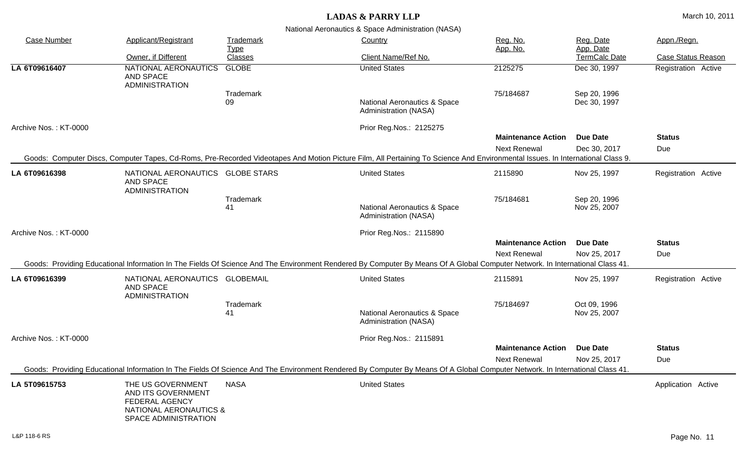## LADAS & PARRY LLP

March 10, 2011

National Aeronautics & Space Administration (NASA)

| Case Number | Applicant/Registrant<br>Owner, if Different | Trademark Type<br>Classes | Country<br>Client Name/Ref No. | Reg. No.<br>App. No. | Reg. Date<br>App. Date<br>TermCalc Date | Appn./Regn.<br>Case Status Reason |
|---|---|---|---|---|---|---|
| **LA 6T09616407** | NATIONAL AERONAUTICS AND SPACE ADMINISTRATION | GLOBE | United States | 2125275 | Dec 30, 1997 | Registration Active |
| | | Trademark<br>09 | National Aeronautics & Space Administration (NASA) | 75/184687 | Sep 20, 1996<br>Dec 30, 1997 | |

Archive Nos. : KT-0000 — Prior Reg.Nos.: 2125275

| Maintenance Action | Due Date | Status |
|---|---|---|
| Next Renewal | Dec 30, 2017 | Due |

Goods: Computer Discs, Computer Tapes, Cd-Roms, Pre-Recorded Videotapes And Motion Picture Film, All Pertaining To Science And Environmental Issues. In International Class 9.

---

| Case Number | Applicant/Registrant<br>Owner, if Different | Trademark Type<br>Classes | Country<br>Client Name/Ref No. | Reg. No.<br>App. No. | Reg. Date<br>App. Date<br>TermCalc Date | Appn./Regn.<br>Case Status Reason |
|---|---|---|---|---|---|---|
| **LA 6T09616398** | NATIONAL AERONAUTICS AND SPACE ADMINISTRATION | GLOBE STARS | United States | 2115890 | Nov 25, 1997 | Registration Active |
| | | Trademark<br>41 | National Aeronautics & Space Administration (NASA) | 75/184681 | Sep 20, 1996<br>Nov 25, 2007 | |

Archive Nos. : KT-0000 — Prior Reg.Nos.: 2115890

| Maintenance Action | Due Date | Status |
|---|---|---|
| Next Renewal | Nov 25, 2017 | Due |

Goods: Providing Educational Information In The Fields Of Science And The Environment Rendered By Computer By Means Of A Global Computer Network. In International Class 41.

---

| Case Number | Applicant/Registrant<br>Owner, if Different | Trademark Type<br>Classes | Country<br>Client Name/Ref No. | Reg. No.<br>App. No. | Reg. Date<br>App. Date<br>TermCalc Date | Appn./Regn.<br>Case Status Reason |
|---|---|---|---|---|---|---|
| **LA 6T09616399** | NATIONAL AERONAUTICS AND SPACE ADMINISTRATION | GLOBEMAIL | United States | 2115891 | Nov 25, 1997 | Registration Active |
| | | Trademark<br>41 | National Aeronautics & Space Administration (NASA) | 75/184697 | Oct 09, 1996<br>Nov 25, 2007 | |

Archive Nos. : KT-0000 — Prior Reg.Nos.: 2115891

| Maintenance Action | Due Date | Status |
|---|---|---|
| Next Renewal | Nov 25, 2017 | Due |

Goods: Providing Educational Information In The Fields Of Science And The Environment Rendered By Computer By Means Of A Global Computer Network. In International Class 41.

---

| Case Number | Applicant/Registrant<br>Owner, if Different | Trademark Type<br>Classes | Country<br>Client Name/Ref No. | Reg. No.<br>App. No. | Reg. Date<br>App. Date<br>TermCalc Date | Appn./Regn.<br>Case Status Reason |
|---|---|---|---|---|---|---|
| **LA 5T09615753** | THE US GOVERNMENT AND ITS GOVERNMENT FEDERAL AGENCY NATIONAL AERONAUTICS & SPACE ADMINISTRATION | NASA | United States | | | Application Active |

L&P 118-6 RS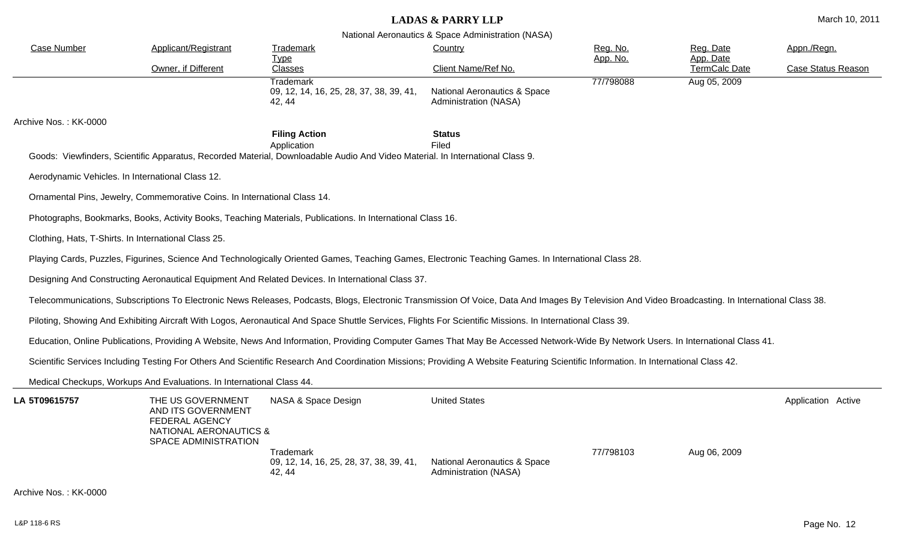| Case Number | Applicant/Registrant | Trademark | Country | Reg. No. | Reg. Date | Appn./Regn. |
|---|---|---|---|---|---|---|
| | Owner, if Different | Type<br>Classes | Client Name/Ref No. | App. No. | App. Date<br>TermCalc Date | Case Status Reason |
| | | Trademark<br>09, 12, 14, 16, 25, 28, 37, 38, 39, 41, 42, 44 | National Aeronautics & Space Administration (NASA) | 77/798088 | Aug 05, 2009 | |

Archive Nos. : KK-0000

| Filing Action | Status |
|---|---|
| Application | Filed |

Goods: Viewfinders, Scientific Apparatus, Recorded Material, Downloadable Audio And Video Material. In International Class 9.

Aerodynamic Vehicles. In International Class 12.

Ornamental Pins, Jewelry, Commemorative Coins. In International Class 14.

Photographs, Bookmarks, Books, Activity Books, Teaching Materials, Publications. In International Class 16.

Clothing, Hats, T-Shirts. In International Class 25.

Playing Cards, Puzzles, Figurines, Science And Technologically Oriented Games, Teaching Games, Electronic Teaching Games. In International Class 28.

Designing And Constructing Aeronautical Equipment And Related Devices. In International Class 37.

Telecommunications, Subscriptions To Electronic News Releases, Podcasts, Blogs, Electronic Transmission Of Voice, Data And Images By Television And Video Broadcasting. In International Class 38.

Piloting, Showing And Exhibiting Aircraft With Logos, Aeronautical And Space Shuttle Services, Flights For Scientific Missions. In International Class 39.

Education, Online Publications, Providing A Website, News And Information, Providing Computer Games That May Be Accessed Network-Wide By Network Users. In International Class 41.

Scientific Services Including Testing For Others And Scientific Research And Coordination Missions; Providing A Website Featuring Scientific Information. In International Class 42.

Medical Checkups, Workups And Evaluations. In International Class 44.

| Case Number | Applicant/Registrant | Trademark | Country | Reg. No. / App. No. | Reg. Date / App. Date | Appn./Regn. |
|---|---|---|---|---|---|---|
| **LA 5T09615757** | THE US GOVERNMENT AND ITS GOVERNMENT FEDERAL AGENCY NATIONAL AERONAUTICS & SPACE ADMINISTRATION | NASA & Space Design | United States | | | Application Active |
| | | Trademark<br>09, 12, 14, 16, 25, 28, 37, 38, 39, 41, 42, 44 | National Aeronautics & Space Administration (NASA) | 77/798103 | Aug 06, 2009 | |

Archive Nos. : KK-0000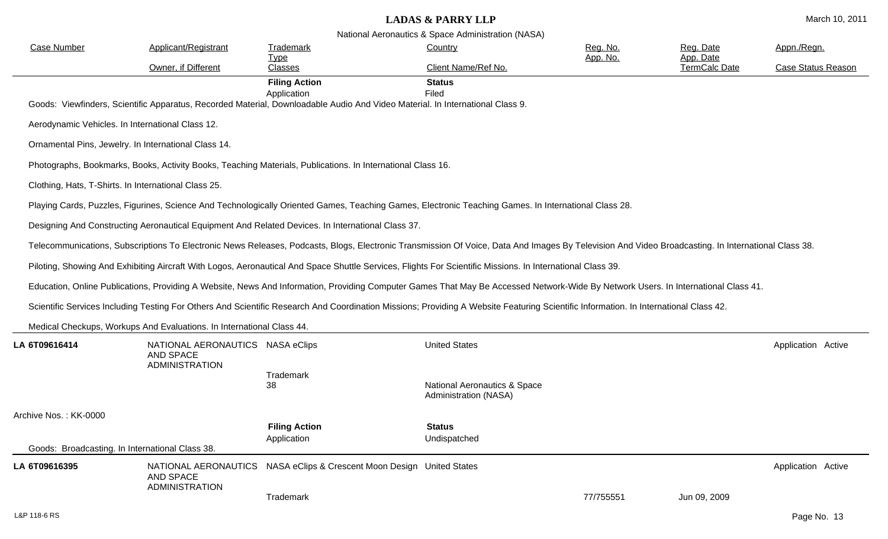**LADAS & PARRY LLP**

March 10, 2011

National Aeronautics & Space Administration (NASA)

| Case Number | Applicant/Registrant | Trademark Type | Country | Reg. No. App. No. | Reg. Date App. Date | Appn./Regn. |
|---|---|---|---|---|---|---|
| | Owner, if Different | Classes | Client Name/Ref No. | | TermCalc Date | Case Status Reason |
| | | **Filing Action** | **Status** | | | |
| | | Application | Filed | | | |

Goods: Viewfinders, Scientific Apparatus, Recorded Material, Downloadable Audio And Video Material. In International Class 9.

Aerodynamic Vehicles. In International Class 12.

Ornamental Pins, Jewelry. In International Class 14.

Photographs, Bookmarks, Books, Activity Books, Teaching Materials, Publications. In International Class 16.

Clothing, Hats, T-Shirts. In International Class 25.

Playing Cards, Puzzles, Figurines, Science And Technologically Oriented Games, Teaching Games, Electronic Teaching Games. In International Class 28.

Designing And Constructing Aeronautical Equipment And Related Devices. In International Class 37.

Telecommunications, Subscriptions To Electronic News Releases, Podcasts, Blogs, Electronic Transmission Of Voice, Data And Images By Television And Video Broadcasting. In International Class 38.

Piloting, Showing And Exhibiting Aircraft With Logos, Aeronautical And Space Shuttle Services, Flights For Scientific Missions. In International Class 39.

Education, Online Publications, Providing A Website, News And Information, Providing Computer Games That May Be Accessed Network-Wide By Network Users. In International Class 41.

Scientific Services Including Testing For Others And Scientific Research And Coordination Missions; Providing A Website Featuring Scientific Information. In International Class 42.

Medical Checkups, Workups And Evaluations. In International Class 44.

---

| Case Number | Applicant/Registrant | Trademark Type | Country | Reg. No. App. No. | Reg. Date App. Date | Appn./Regn. |
|---|---|---|---|---|---|---|
| **LA 6T09616414** | NATIONAL AERONAUTICS AND SPACE ADMINISTRATION | NASA eClips | United States | | | Application Active |
| | | Trademark 38 | National Aeronautics & Space Administration (NASA) | | | |

Archive Nos. : KK-0000

| | | **Filing Action** | **Status** |
|---|---|---|---|
| | | Application | Undispatched |

Goods: Broadcasting. In International Class 38.

---

| Case Number | Applicant/Registrant | Trademark Type | Country | Reg. No. App. No. | Reg. Date App. Date | Appn./Regn. |
|---|---|---|---|---|---|---|
| **LA 6T09616395** | NATIONAL AERONAUTICS AND SPACE ADMINISTRATION | NASA eClips & Crescent Moon Design | United States | | | Application Active |
| | | Trademark | | 77/755551 | Jun 09, 2009 | |

L&P 118-6 RS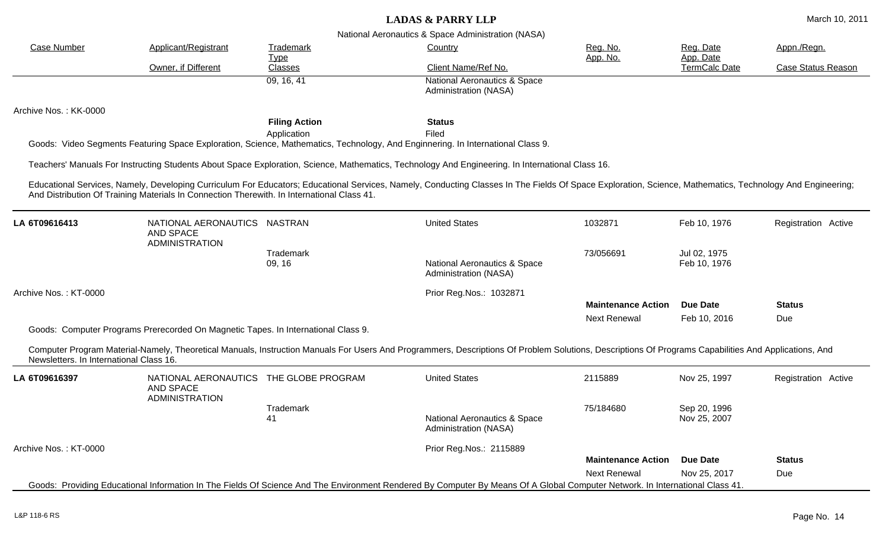# LADAS & PARRY LLP

National Aeronautics & Space Administration (NASA)

| Case Number | Applicant/Registrant<br>Owner, if Different | Trademark Type<br>Classes | Country<br>Client Name/Ref No. | Reg. No.<br>App. No. | Reg. Date<br>App. Date<br>TermCalc Date | Appn./Regn.<br>Case Status Reason |
|---|---|---|---|---|---|---|
| | | 09, 16, 41 | National Aeronautics & Space Administration (NASA) | | | |

Archive Nos. : KK-0000

| Filing Action | Status |
|---|---|
| Application | Filed |

Goods: Video Segments Featuring Space Exploration, Science, Mathematics, Technology, And Enginnering. In International Class 9.

Teachers' Manuals For Instructing Students About Space Exploration, Science, Mathematics, Technology And Engineering. In International Class 16.

Educational Services, Namely, Developing Curriculum For Educators; Educational Services, Namely, Conducting Classes In The Fields Of Space Exploration, Science, Mathematics, Technology And Engineering; And Distribution Of Training Materials In Connection Therewith. In International Class 41.

---

| Case Number | Applicant/Registrant | Trademark Type / Classes | Country / Client Name | Reg. No. / App. No. | Reg. Date / App. Date / TermCalc Date | Appn./Regn. |
|---|---|---|---|---|---|---|
| LA 6T09616413 | NATIONAL AERONAUTICS AND SPACE ADMINISTRATION | NASTRAN | United States | 1032871 | Feb 10, 1976 | Registration Active |
| | | Trademark<br>09, 16 | National Aeronautics & Space Administration (NASA) | 73/056691 | Jul 02, 1975<br>Feb 10, 1976 | |

Archive Nos. : KT-0000

Prior Reg.Nos.: 1032871

| Maintenance Action | Due Date | Status |
|---|---|---|
| Next Renewal | Feb 10, 2016 | Due |

Goods: Computer Programs Prerecorded On Magnetic Tapes. In International Class 9.

Computer Program Material-Namely, Theoretical Manuals, Instruction Manuals For Users And Programmers, Descriptions Of Problem Solutions, Descriptions Of Programs Capabilities And Applications, And Newsletters. In International Class 16.

---

| Case Number | Applicant/Registrant | Trademark Type / Classes | Country / Client Name | Reg. No. / App. No. | Reg. Date / App. Date / TermCalc Date | Appn./Regn. |
|---|---|---|---|---|---|---|
| LA 6T09616397 | NATIONAL AERONAUTICS AND SPACE ADMINISTRATION | THE GLOBE PROGRAM | United States | 2115889 | Nov 25, 1997 | Registration Active |
| | | Trademark<br>41 | National Aeronautics & Space Administration (NASA) | 75/184680 | Sep 20, 1996<br>Nov 25, 2007 | |

Archive Nos. : KT-0000

Prior Reg.Nos.: 2115889

| Maintenance Action | Due Date | Status |
|---|---|---|
| Next Renewal | Nov 25, 2017 | Due |

Goods: Providing Educational Information In The Fields Of Science And The Environment Rendered By Computer By Means Of A Global Computer Network. In International Class 41.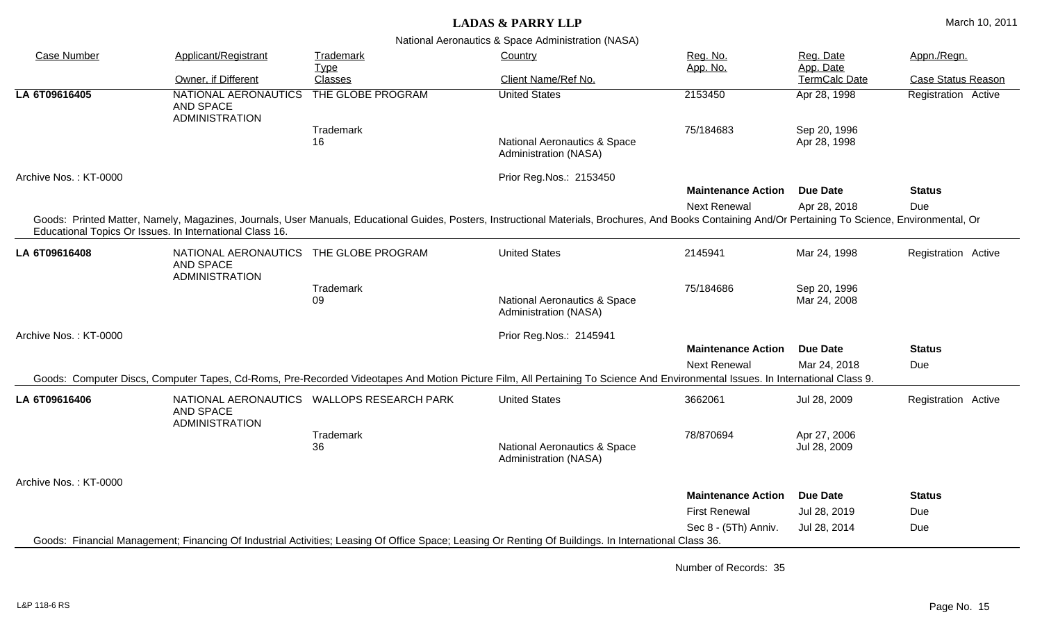**LADAS & PARRY LLP**

National Aeronautics & Space Administration (NASA)

March 10, 2011

| Case Number | Applicant/Registrant / Owner, if Different | Trademark / Type / Classes | Country / Client Name/Ref No. | Reg. No. / App. No. | Reg. Date / App. Date / TermCalc Date | Appn./Regn. / Case Status Reason |
|---|---|---|---|---|---|---|
| **LA 6T09616405** | NATIONAL AERONAUTICS AND SPACE ADMINISTRATION | THE GLOBE PROGRAM | United States | 2153450 | Apr 28, 1998 | Registration Active |
| | | Trademark | | 75/184683 | Sep 20, 1996 | |
| | | 16 | National Aeronautics & Space Administration (NASA) | | Apr 28, 1998 | |
| Archive Nos. : KT-0000 | | | Prior Reg.Nos.: 2153450 | | | |
| | | | | **Maintenance Action** | **Due Date** | **Status** |
| | | | | Next Renewal | Apr 28, 2018 | Due |

Goods: Printed Matter, Namely, Magazines, Journals, User Manuals, Educational Guides, Posters, Instructional Materials, Brochures, And Books Containing And/Or Pertaining To Science, Environmental, Or Educational Topics Or Issues. In International Class 16.

| Case Number | Applicant/Registrant / Owner, if Different | Trademark / Type / Classes | Country / Client Name/Ref No. | Reg. No. / App. No. | Reg. Date / App. Date / TermCalc Date | Appn./Regn. / Case Status Reason |
|---|---|---|---|---|---|---|
| **LA 6T09616408** | NATIONAL AERONAUTICS AND SPACE ADMINISTRATION | THE GLOBE PROGRAM | United States | 2145941 | Mar 24, 1998 | Registration Active |
| | | Trademark | | 75/184686 | Sep 20, 1996 | |
| | | 09 | National Aeronautics & Space Administration (NASA) | | Mar 24, 2008 | |
| Archive Nos. : KT-0000 | | | Prior Reg.Nos.: 2145941 | | | |
| | | | | **Maintenance Action** | **Due Date** | **Status** |
| | | | | Next Renewal | Mar 24, 2018 | Due |

Goods: Computer Discs, Computer Tapes, Cd-Roms, Pre-Recorded Videotapes And Motion Picture Film, All Pertaining To Science And Environmental Issues. In International Class 9.

| Case Number | Applicant/Registrant / Owner, if Different | Trademark / Type / Classes | Country / Client Name/Ref No. | Reg. No. / App. No. | Reg. Date / App. Date / TermCalc Date | Appn./Regn. / Case Status Reason |
|---|---|---|---|---|---|---|
| **LA 6T09616406** | NATIONAL AERONAUTICS AND SPACE ADMINISTRATION | WALLOPS RESEARCH PARK | United States | 3662061 | Jul 28, 2009 | Registration Active |
| | | Trademark | | 78/870694 | Apr 27, 2006 | |
| | | 36 | National Aeronautics & Space Administration (NASA) | | Jul 28, 2009 | |
| Archive Nos. : KT-0000 | | | | | | |
| | | | | **Maintenance Action** | **Due Date** | **Status** |
| | | | | First Renewal | Jul 28, 2019 | Due |
| | | | | Sec 8 - (5Th) Anniv. | Jul 28, 2014 | Due |

Goods: Financial Management; Financing Of Industrial Activities; Leasing Of Office Space; Leasing Or Renting Of Buildings. In International Class 36.

Number of Records: 35